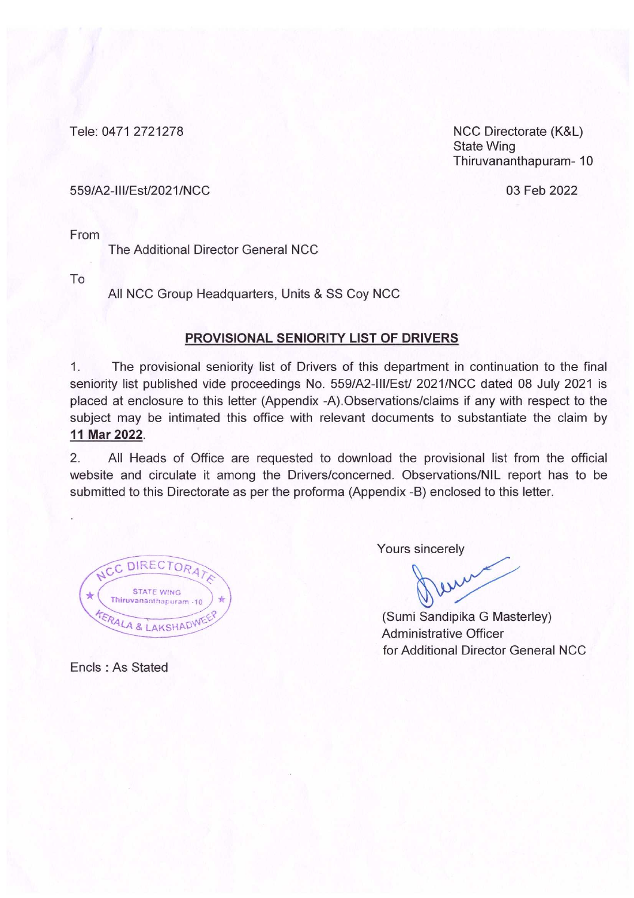Tele: 0471 2721278

NCC Directorate (K&L)
State Wing
Thiruvananthapuram- 10

559/A2-III/Est/2021/NCC

03 Feb 2022

From

The Additional Director General NCC

To

All NCC Group Headquarters, Units & SS Coy NCC

**PROVISIONAL SENIORITY LIST OF DRIVERS**

1. The provisional seniority list of Drivers of this department in continuation to the final seniority list published vide proceedings No. 559/A2-III/Est/ 2021/NCC dated 08 July 2021 is placed at enclosure to this letter (Appendix -A).Observations/claims if any with respect to the subject may be intimated this office with relevant documents to substantiate the claim by **11 Mar 2022**.

2. All Heads of Office are requested to download the provisional list from the official website and circulate it among the Drivers/concerned. Observations/NIL report has to be submitted to this Directorate as per the proforma (Appendix -B) enclosed to this letter.

NCC DIRECTORATE
STATE WING
Thiruvananthapuram -10
KERALA & LAKSHADWEEP

Yours sincerely

(Sumi Sandipika G Masterley)
Administrative Officer
for Additional Director General NCC

Encls : As Stated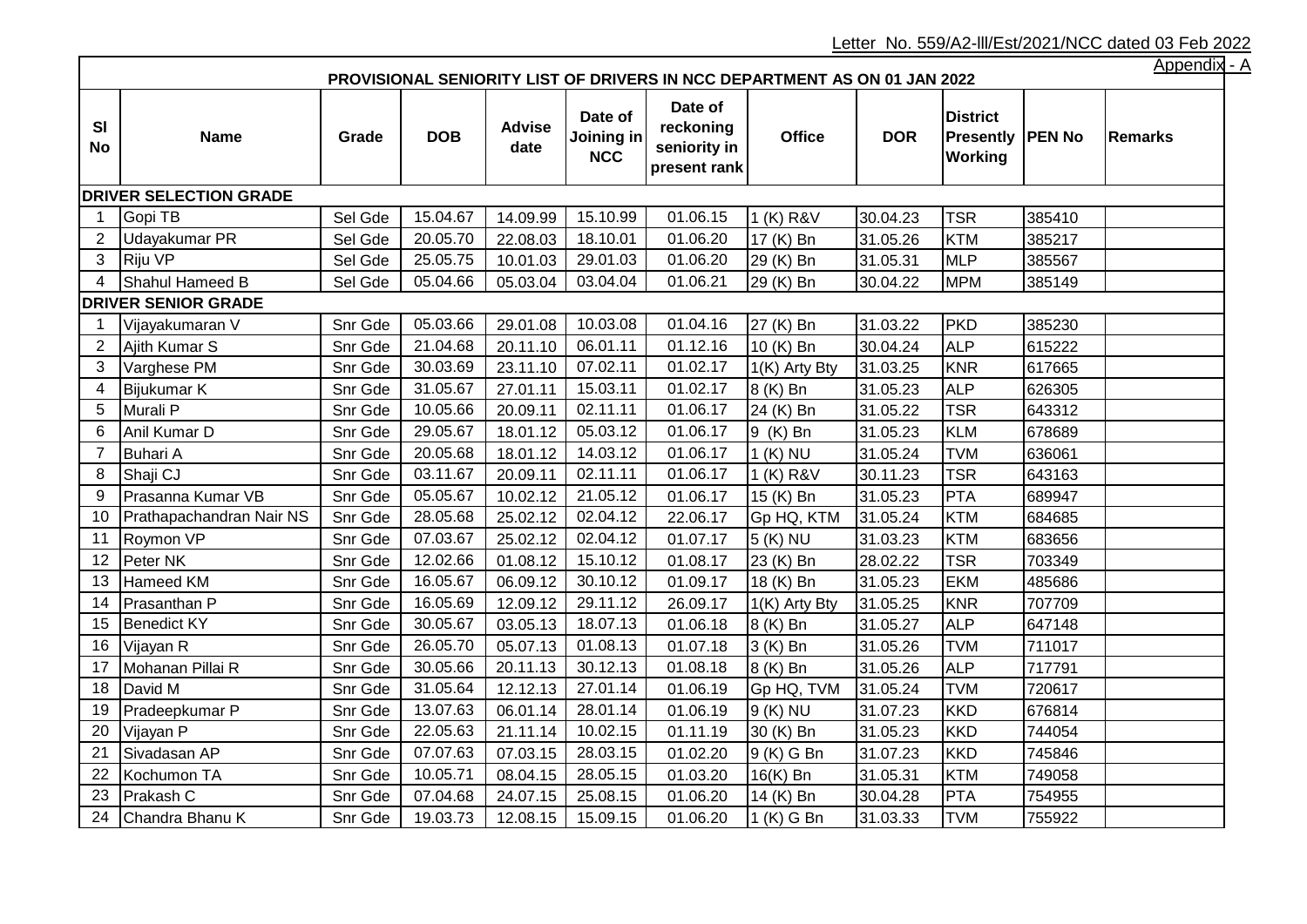Letter No. 559/A2-lll/Est/2021/NCC dated 03 Feb 2022

Appendix - A

**PROVISIONAL SENIORITY LIST OF DRIVERS IN NCC DEPARTMENT AS ON 01 JAN 2022**

| Sl No | Name | Grade | DOB | Advise date | Date of Joining in NCC | Date of reckoning seniority in present rank | Office | DOR | District Presently Working | PEN No | Remarks |
|---|---|---|---|---|---|---|---|---|---|---|---|
| **DRIVER SELECTION GRADE** | | | | | | | | | | | |
| 1 | Gopi TB | Sel Gde | 15.04.67 | 14.09.99 | 15.10.99 | 01.06.15 | 1 (K) R&V | 30.04.23 | TSR | 385410 | |
| 2 | Udayakumar PR | Sel Gde | 20.05.70 | 22.08.03 | 18.10.01 | 01.06.20 | 17 (K) Bn | 31.05.26 | KTM | 385217 | |
| 3 | Riju VP | Sel Gde | 25.05.75 | 10.01.03 | 29.01.03 | 01.06.20 | 29 (K) Bn | 31.05.31 | MLP | 385567 | |
| 4 | Shahul Hameed B | Sel Gde | 05.04.66 | 05.03.04 | 03.04.04 | 01.06.21 | 29 (K) Bn | 30.04.22 | MPM | 385149 | |
| **DRIVER SENIOR GRADE** | | | | | | | | | | | |
| 1 | Vijayakumaran V | Snr Gde | 05.03.66 | 29.01.08 | 10.03.08 | 01.04.16 | 27 (K) Bn | 31.03.22 | PKD | 385230 | |
| 2 | Ajith Kumar S | Snr Gde | 21.04.68 | 20.11.10 | 06.01.11 | 01.12.16 | 10 (K) Bn | 30.04.24 | ALP | 615222 | |
| 3 | Varghese PM | Snr Gde | 30.03.69 | 23.11.10 | 07.02.11 | 01.02.17 | 1(K) Arty Bty | 31.03.25 | KNR | 617665 | |
| 4 | Bijukumar K | Snr Gde | 31.05.67 | 27.01.11 | 15.03.11 | 01.02.17 | 8 (K) Bn | 31.05.23 | ALP | 626305 | |
| 5 | Murali P | Snr Gde | 10.05.66 | 20.09.11 | 02.11.11 | 01.06.17 | 24 (K) Bn | 31.05.22 | TSR | 643312 | |
| 6 | Anil Kumar D | Snr Gde | 29.05.67 | 18.01.12 | 05.03.12 | 01.06.17 | 9 (K) Bn | 31.05.23 | KLM | 678689 | |
| 7 | Buhari A | Snr Gde | 20.05.68 | 18.01.12 | 14.03.12 | 01.06.17 | 1 (K) NU | 31.05.24 | TVM | 636061 | |
| 8 | Shaji CJ | Snr Gde | 03.11.67 | 20.09.11 | 02.11.11 | 01.06.17 | 1 (K) R&V | 30.11.23 | TSR | 643163 | |
| 9 | Prasanna Kumar VB | Snr Gde | 05.05.67 | 10.02.12 | 21.05.12 | 01.06.17 | 15 (K) Bn | 31.05.23 | PTA | 689947 | |
| 10 | Prathapachandran Nair NS | Snr Gde | 28.05.68 | 25.02.12 | 02.04.12 | 22.06.17 | Gp HQ, KTM | 31.05.24 | KTM | 684685 | |
| 11 | Roymon VP | Snr Gde | 07.03.67 | 25.02.12 | 02.04.12 | 01.07.17 | 5 (K) NU | 31.03.23 | KTM | 683656 | |
| 12 | Peter NK | Snr Gde | 12.02.66 | 01.08.12 | 15.10.12 | 01.08.17 | 23 (K) Bn | 28.02.22 | TSR | 703349 | |
| 13 | Hameed KM | Snr Gde | 16.05.67 | 06.09.12 | 30.10.12 | 01.09.17 | 18 (K) Bn | 31.05.23 | EKM | 485686 | |
| 14 | Prasanthan P | Snr Gde | 16.05.69 | 12.09.12 | 29.11.12 | 26.09.17 | 1(K) Arty Bty | 31.05.25 | KNR | 707709 | |
| 15 | Benedict KY | Snr Gde | 30.05.67 | 03.05.13 | 18.07.13 | 01.06.18 | 8 (K) Bn | 31.05.27 | ALP | 647148 | |
| 16 | Vijayan R | Snr Gde | 26.05.70 | 05.07.13 | 01.08.13 | 01.07.18 | 3 (K) Bn | 31.05.26 | TVM | 711017 | |
| 17 | Mohanan Pillai R | Snr Gde | 30.05.66 | 20.11.13 | 30.12.13 | 01.08.18 | 8 (K) Bn | 31.05.26 | ALP | 717791 | |
| 18 | David M | Snr Gde | 31.05.64 | 12.12.13 | 27.01.14 | 01.06.19 | Gp HQ, TVM | 31.05.24 | TVM | 720617 | |
| 19 | Pradeepkumar P | Snr Gde | 13.07.63 | 06.01.14 | 28.01.14 | 01.06.19 | 9 (K) NU | 31.07.23 | KKD | 676814 | |
| 20 | Vijayan P | Snr Gde | 22.05.63 | 21.11.14 | 10.02.15 | 01.11.19 | 30 (K) Bn | 31.05.23 | KKD | 744054 | |
| 21 | Sivadasan AP | Snr Gde | 07.07.63 | 07.03.15 | 28.03.15 | 01.02.20 | 9 (K) G Bn | 31.07.23 | KKD | 745846 | |
| 22 | Kochumon TA | Snr Gde | 10.05.71 | 08.04.15 | 28.05.15 | 01.03.20 | 16(K) Bn | 31.05.31 | KTM | 749058 | |
| 23 | Prakash C | Snr Gde | 07.04.68 | 24.07.15 | 25.08.15 | 01.06.20 | 14 (K) Bn | 30.04.28 | PTA | 754955 | |
| 24 | Chandra Bhanu K | Snr Gde | 19.03.73 | 12.08.15 | 15.09.15 | 01.06.20 | 1 (K) G Bn | 31.03.33 | TVM | 755922 | |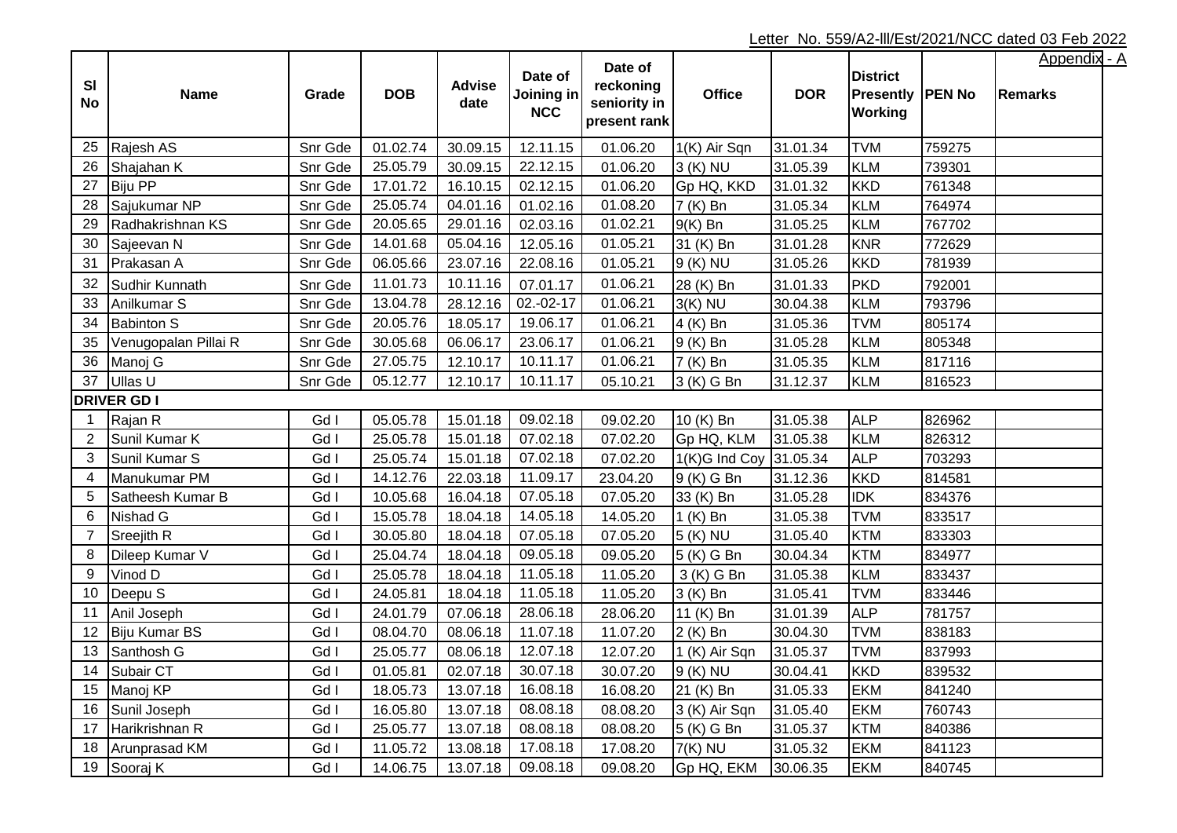Letter No. 559/A2-lll/Est/2021/NCC dated 03 Feb 2022

Appendix - A

| Sl No | Name | Grade | DOB | Advise date | Date of Joining in NCC | Date of reckoning seniority in present rank | Office | DOR | District Presently Working | PEN No | Remarks |
|---|---|---|---|---|---|---|---|---|---|---|---|
| 25 | Rajesh AS | Snr Gde | 01.02.74 | 30.09.15 | 12.11.15 | 01.06.20 | 1(K) Air Sqn | 31.01.34 | TVM | 759275 | |
| 26 | Shajahan K | Snr Gde | 25.05.79 | 30.09.15 | 22.12.15 | 01.06.20 | 3 (K) NU | 31.05.39 | KLM | 739301 | |
| 27 | Biju PP | Snr Gde | 17.01.72 | 16.10.15 | 02.12.15 | 01.06.20 | Gp HQ, KKD | 31.01.32 | KKD | 761348 | |
| 28 | Sajukumar NP | Snr Gde | 25.05.74 | 04.01.16 | 01.02.16 | 01.08.20 | 7 (K) Bn | 31.05.34 | KLM | 764974 | |
| 29 | Radhakrishnan KS | Snr Gde | 20.05.65 | 29.01.16 | 02.03.16 | 01.02.21 | 9(K) Bn | 31.05.25 | KLM | 767702 | |
| 30 | Sajeevan N | Snr Gde | 14.01.68 | 05.04.16 | 12.05.16 | 01.05.21 | 31 (K) Bn | 31.01.28 | KNR | 772629 | |
| 31 | Prakasan A | Snr Gde | 06.05.66 | 23.07.16 | 22.08.16 | 01.05.21 | 9 (K) NU | 31.05.26 | KKD | 781939 | |
| 32 | Sudhir Kunnath | Snr Gde | 11.01.73 | 10.11.16 | 07.01.17 | 01.06.21 | 28 (K) Bn | 31.01.33 | PKD | 792001 | |
| 33 | Anilkumar S | Snr Gde | 13.04.78 | 28.12.16 | 02.-02-17 | 01.06.21 | 3(K) NU | 30.04.38 | KLM | 793796 | |
| 34 | Babinton S | Snr Gde | 20.05.76 | 18.05.17 | 19.06.17 | 01.06.21 | 4 (K) Bn | 31.05.36 | TVM | 805174 | |
| 35 | Venugopalan Pillai R | Snr Gde | 30.05.68 | 06.06.17 | 23.06.17 | 01.06.21 | 9 (K) Bn | 31.05.28 | KLM | 805348 | |
| 36 | Manoj G | Snr Gde | 27.05.75 | 12.10.17 | 10.11.17 | 01.06.21 | 7 (K) Bn | 31.05.35 | KLM | 817116 | |
| 37 | Ullas U | Snr Gde | 05.12.77 | 12.10.17 | 10.11.17 | 05.10.21 | 3 (K) G Bn | 31.12.37 | KLM | 816523 | |
| **DRIVER GD I** | | | | | | | | | | | |
| 1 | Rajan R | Gd I | 05.05.78 | 15.01.18 | 09.02.18 | 09.02.20 | 10 (K) Bn | 31.05.38 | ALP | 826962 | |
| 2 | Sunil Kumar K | Gd I | 25.05.78 | 15.01.18 | 07.02.18 | 07.02.20 | Gp HQ, KLM | 31.05.38 | KLM | 826312 | |
| 3 | Sunil Kumar S | Gd I | 25.05.74 | 15.01.18 | 07.02.18 | 07.02.20 | 1(K)G Ind Coy | 31.05.34 | ALP | 703293 | |
| 4 | Manukumar PM | Gd I | 14.12.76 | 22.03.18 | 11.09.17 | 23.04.20 | 9 (K) G Bn | 31.12.36 | KKD | 814581 | |
| 5 | Satheesh Kumar B | Gd I | 10.05.68 | 16.04.18 | 07.05.18 | 07.05.20 | 33 (K) Bn | 31.05.28 | IDK | 834376 | |
| 6 | Nishad G | Gd I | 15.05.78 | 18.04.18 | 14.05.18 | 14.05.20 | 1 (K) Bn | 31.05.38 | TVM | 833517 | |
| 7 | Sreejith R | Gd I | 30.05.80 | 18.04.18 | 07.05.18 | 07.05.20 | 5 (K) NU | 31.05.40 | KTM | 833303 | |
| 8 | Dileep Kumar V | Gd I | 25.04.74 | 18.04.18 | 09.05.18 | 09.05.20 | 5 (K) G Bn | 30.04.34 | KTM | 834977 | |
| 9 | Vinod D | Gd I | 25.05.78 | 18.04.18 | 11.05.18 | 11.05.20 | 3 (K) G Bn | 31.05.38 | KLM | 833437 | |
| 10 | Deepu S | Gd I | 24.05.81 | 18.04.18 | 11.05.18 | 11.05.20 | 3 (K) Bn | 31.05.41 | TVM | 833446 | |
| 11 | Anil Joseph | Gd I | 24.01.79 | 07.06.18 | 28.06.18 | 28.06.20 | 11 (K) Bn | 31.01.39 | ALP | 781757 | |
| 12 | Biju Kumar BS | Gd I | 08.04.70 | 08.06.18 | 11.07.18 | 11.07.20 | 2 (K) Bn | 30.04.30 | TVM | 838183 | |
| 13 | Santhosh G | Gd I | 25.05.77 | 08.06.18 | 12.07.18 | 12.07.20 | 1 (K) Air Sqn | 31.05.37 | TVM | 837993 | |
| 14 | Subair CT | Gd I | 01.05.81 | 02.07.18 | 30.07.18 | 30.07.20 | 9 (K) NU | 30.04.41 | KKD | 839532 | |
| 15 | Manoj KP | Gd I | 18.05.73 | 13.07.18 | 16.08.18 | 16.08.20 | 21 (K) Bn | 31.05.33 | EKM | 841240 | |
| 16 | Sunil Joseph | Gd I | 16.05.80 | 13.07.18 | 08.08.18 | 08.08.20 | 3 (K) Air Sqn | 31.05.40 | EKM | 760743 | |
| 17 | Harikrishnan R | Gd I | 25.05.77 | 13.07.18 | 08.08.18 | 08.08.20 | 5 (K) G Bn | 31.05.37 | KTM | 840386 | |
| 18 | Arunprasad KM | Gd I | 11.05.72 | 13.08.18 | 17.08.18 | 17.08.20 | 7(K) NU | 31.05.32 | EKM | 841123 | |
| 19 | Sooraj K | Gd I | 14.06.75 | 13.07.18 | 09.08.18 | 09.08.20 | Gp HQ, EKM | 30.06.35 | EKM | 840745 | |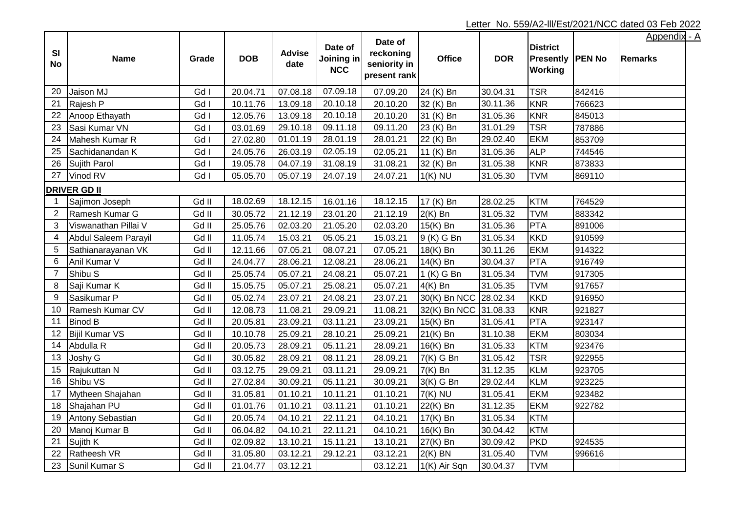Letter No. 559/A2-lll/Est/2021/NCC dated 03 Feb 2022

Appendix - A

| Sl No | Name | Grade | DOB | Advise date | Date of Joining in NCC | Date of reckoning seniority in present rank | Office | DOR | District Presently Working | PEN No | Remarks |
|---|---|---|---|---|---|---|---|---|---|---|---|
| 20 | Jaison MJ | Gd I | 20.04.71 | 07.08.18 | 07.09.18 | 07.09.20 | 24 (K) Bn | 30.04.31 | TSR | 842416 | |
| 21 | Rajesh P | Gd I | 10.11.76 | 13.09.18 | 20.10.18 | 20.10.20 | 32 (K) Bn | 30.11.36 | KNR | 766623 | |
| 22 | Anoop Ethayath | Gd I | 12.05.76 | 13.09.18 | 20.10.18 | 20.10.20 | 31 (K) Bn | 31.05.36 | KNR | 845013 | |
| 23 | Sasi Kumar VN | Gd I | 03.01.69 | 29.10.18 | 09.11.18 | 09.11.20 | 23 (K) Bn | 31.01.29 | TSR | 787886 | |
| 24 | Mahesh Kumar R | Gd I | 27.02.80 | 01.01.19 | 28.01.19 | 28.01.21 | 22 (K) Bn | 29.02.40 | EKM | 853709 | |
| 25 | Sachidanandan K | Gd I | 24.05.76 | 26.03.19 | 02.05.19 | 02.05.21 | 11 (K) Bn | 31.05.36 | ALP | 744546 | |
| 26 | Sujith Parol | Gd I | 19.05.78 | 04.07.19 | 31.08.19 | 31.08.21 | 32 (K) Bn | 31.05.38 | KNR | 873833 | |
| 27 | Vinod RV | Gd I | 05.05.70 | 05.07.19 | 24.07.19 | 24.07.21 | 1(K) NU | 31.05.30 | TVM | 869110 | |
| **DRIVER GD II** | | | | | | | | | | | |
| 1 | Sajimon Joseph | Gd II | 18.02.69 | 18.12.15 | 16.01.16 | 18.12.15 | 17 (K) Bn | 28.02.25 | KTM | 764529 | |
| 2 | Ramesh Kumar G | Gd II | 30.05.72 | 21.12.19 | 23.01.20 | 21.12.19 | 2(K) Bn | 31.05.32 | TVM | 883342 | |
| 3 | Viswanathan Pillai V | Gd II | 25.05.76 | 02.03.20 | 21.05.20 | 02.03.20 | 15(K) Bn | 31.05.36 | PTA | 891006 | |
| 4 | Abdul Saleem Parayil | Gd ll | 11.05.74 | 15.03.21 | 05.05.21 | 15.03.21 | 9 (K) G Bn | 31.05.34 | KKD | 910599 | |
| 5 | Sathianarayanan VK | Gd ll | 12.11.66 | 07.05.21 | 08.07.21 | 07.05.21 | 18(K) Bn | 30.11.26 | EKM | 914322 | |
| 6 | Anil Kumar V | Gd ll | 24.04.77 | 28.06.21 | 12.08.21 | 28.06.21 | 14(K) Bn | 30.04.37 | PTA | 916749 | |
| 7 | Shibu S | Gd ll | 25.05.74 | 05.07.21 | 24.08.21 | 05.07.21 | 1 (K) G Bn | 31.05.34 | TVM | 917305 | |
| 8 | Saji Kumar K | Gd ll | 15.05.75 | 05.07.21 | 25.08.21 | 05.07.21 | 4(K) Bn | 31.05.35 | TVM | 917657 | |
| 9 | Sasikumar P | Gd ll | 05.02.74 | 23.07.21 | 24.08.21 | 23.07.21 | 30(K) Bn NCC | 28.02.34 | KKD | 916950 | |
| 10 | Ramesh Kumar CV | Gd ll | 12.08.73 | 11.08.21 | 29.09.21 | 11.08.21 | 32(K) Bn NCC | 31.08.33 | KNR | 921827 | |
| 11 | Binod B | Gd ll | 20.05.81 | 23.09.21 | 03.11.21 | 23.09.21 | 15(K) Bn | 31.05.41 | PTA | 923147 | |
| 12 | Bijil Kumar VS | Gd ll | 10.10.78 | 25.09.21 | 28.10.21 | 25.09.21 | 21(K) Bn | 31.10.38 | EKM | 803034 | |
| 14 | Abdulla R | Gd ll | 20.05.73 | 28.09.21 | 05.11.21 | 28.09.21 | 16(K) Bn | 31.05.33 | KTM | 923476 | |
| 13 | Joshy G | Gd ll | 30.05.82 | 28.09.21 | 08.11.21 | 28.09.21 | 7(K) G Bn | 31.05.42 | TSR | 922955 | |
| 15 | Rajukuttan N | Gd ll | 03.12.75 | 29.09.21 | 03.11.21 | 29.09.21 | 7(K) Bn | 31.12.35 | KLM | 923705 | |
| 16 | Shibu VS | Gd ll | 27.02.84 | 30.09.21 | 05.11.21 | 30.09.21 | 3(K) G Bn | 29.02.44 | KLM | 923225 | |
| 17 | Mytheen Shajahan | Gd ll | 31.05.81 | 01.10.21 | 10.11.21 | 01.10.21 | 7(K) NU | 31.05.41 | EKM | 923482 | |
| 18 | Shajahan PU | Gd ll | 01.01.76 | 01.10.21 | 03.11.21 | 01.10.21 | 22(K) Bn | 31.12.35 | EKM | 922782 | |
| 19 | Antony Sebastian | Gd ll | 20.05.74 | 04.10.21 | 22.11.21 | 04.10.21 | 17(K) Bn | 31.05.34 | KTM | | |
| 20 | Manoj Kumar B | Gd ll | 06.04.82 | 04.10.21 | 22.11.21 | 04.10.21 | 16(K) Bn | 30.04.42 | KTM | | |
| 21 | Sujith K | Gd ll | 02.09.82 | 13.10.21 | 15.11.21 | 13.10.21 | 27(K) Bn | 30.09.42 | PKD | 924535 | |
| 22 | Ratheesh VR | Gd ll | 31.05.80 | 03.12.21 | 29.12.21 | 03.12.21 | 2(K) BN | 31.05.40 | TVM | 996616 | |
| 23 | Sunil Kumar S | Gd ll | 21.04.77 | 03.12.21 | | 03.12.21 | 1(K) Air Sqn | 30.04.37 | TVM | | |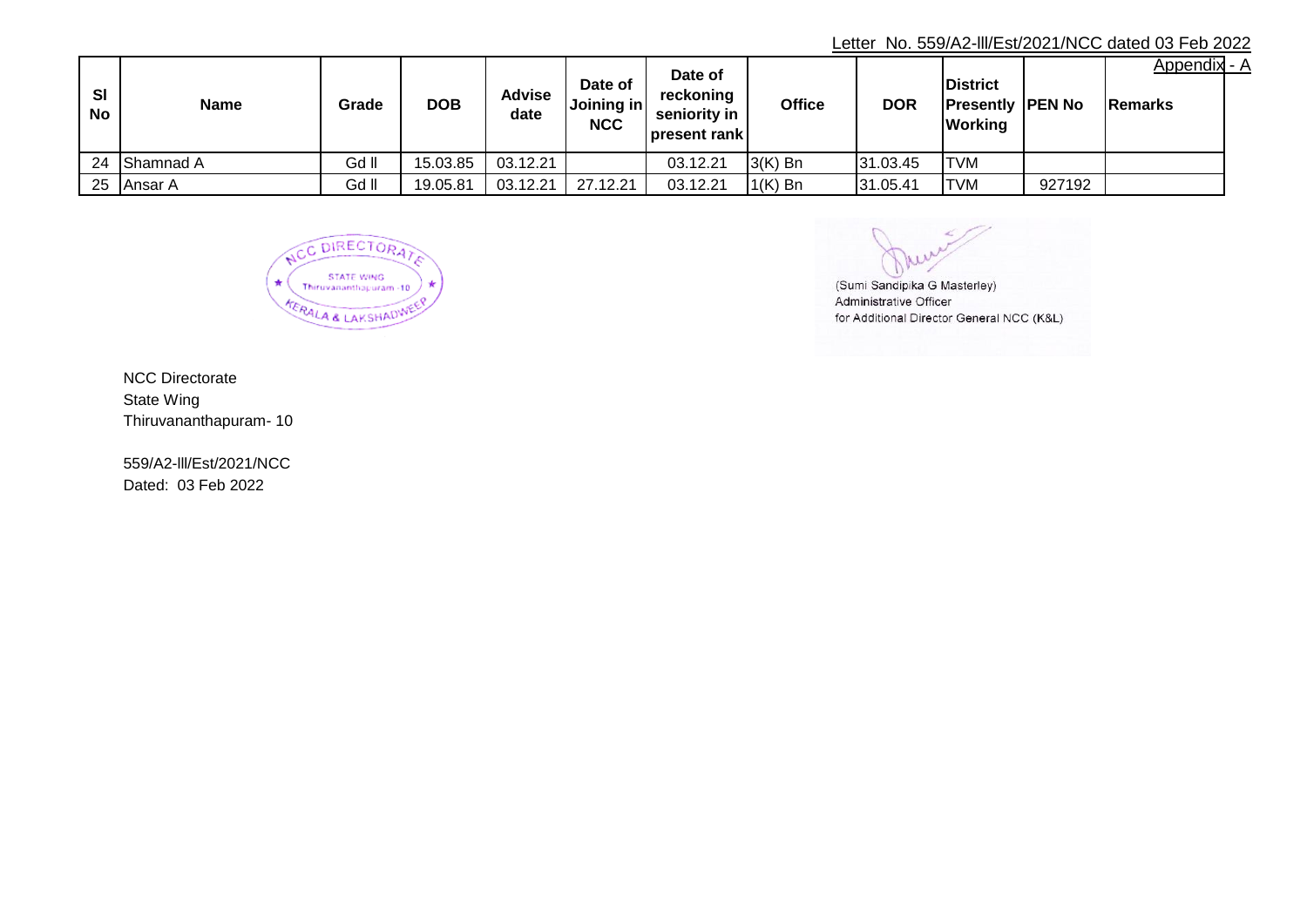Letter No. 559/A2-lll/Est/2021/NCC dated 03 Feb 2022

Appendix - A

| Sl No | Name | Grade | DOB | Advise date | Date of Joining in NCC | Date of reckoning seniority in present rank | Office | DOR | District Presently Working | PEN No | Remarks |
|---|---|---|---|---|---|---|---|---|---|---|---|
| 24 | Shamnad A | Gd II | 15.03.85 | 03.12.21 | | 03.12.21 | 3(K) Bn | 31.03.45 | TVM | | |
| 25 | Ansar A | Gd II | 19.05.81 | 03.12.21 | 27.12.21 | 03.12.21 | 1(K) Bn | 31.05.41 | TVM | 927192 | |

NCC DIRECTORATE STATE WING Thiruvananthapuram -10 KERALA & LAKSHADWEEP

(Sumi Sandipika G Masterley)
Administrative Officer
for Additional Director General NCC (K&L)

NCC Directorate
State Wing
Thiruvananthapuram- 10

559/A2-lll/Est/2021/NCC
Dated: 03 Feb 2022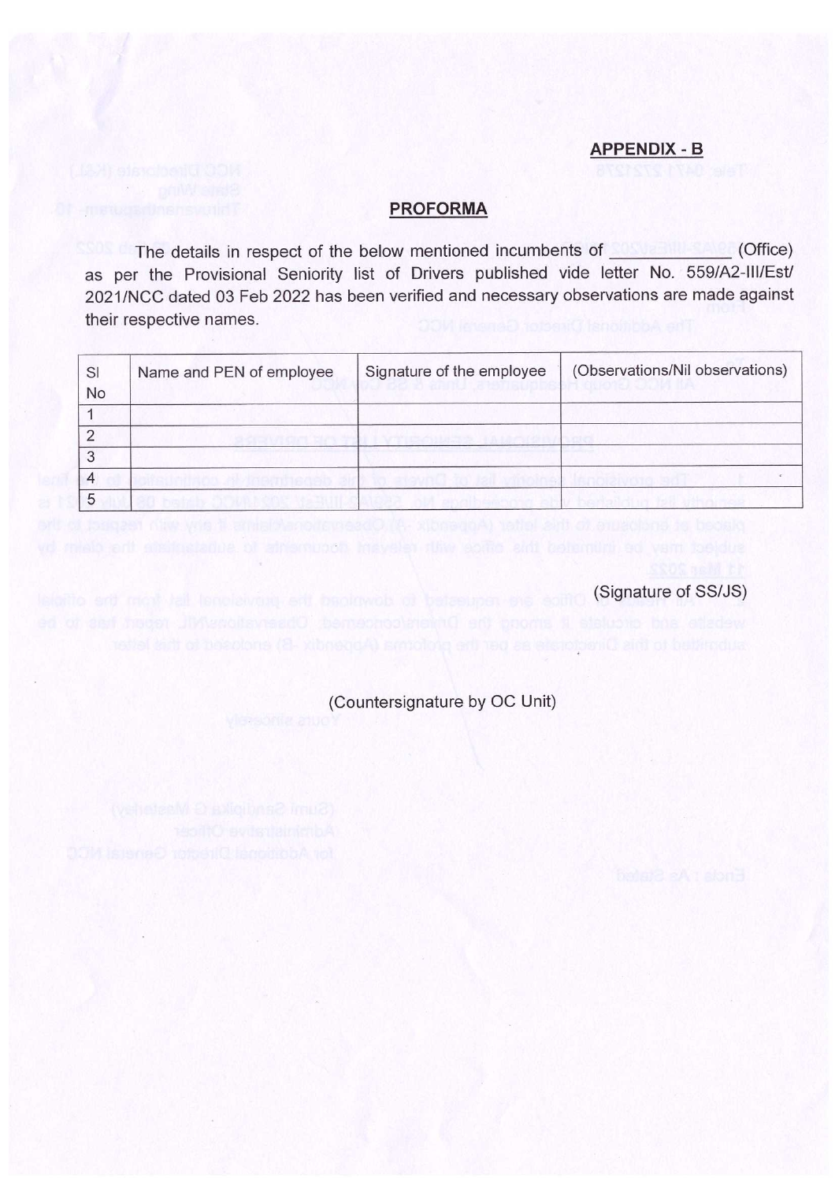**APPENDIX - B**

**PROFORMA**

The details in respect of the below mentioned incumbents of \_\_\_\_\_\_\_\_\_\_\_\_ (Office) as per the Provisional Seniority list of Drivers published vide letter No. 559/A2-III/Est/ 2021/NCC dated 03 Feb 2022 has been verified and necessary observations are made against their respective names.

| Sl No | Name and PEN of employee | Signature of the employee | (Observations/Nil observations) |
|---|---|---|---|
| 1 | | | |
| 2 | | | |
| 3 | | | |
| 4 | | | |
| 5 | | | |

(Signature of SS/JS)

(Countersignature by OC Unit)